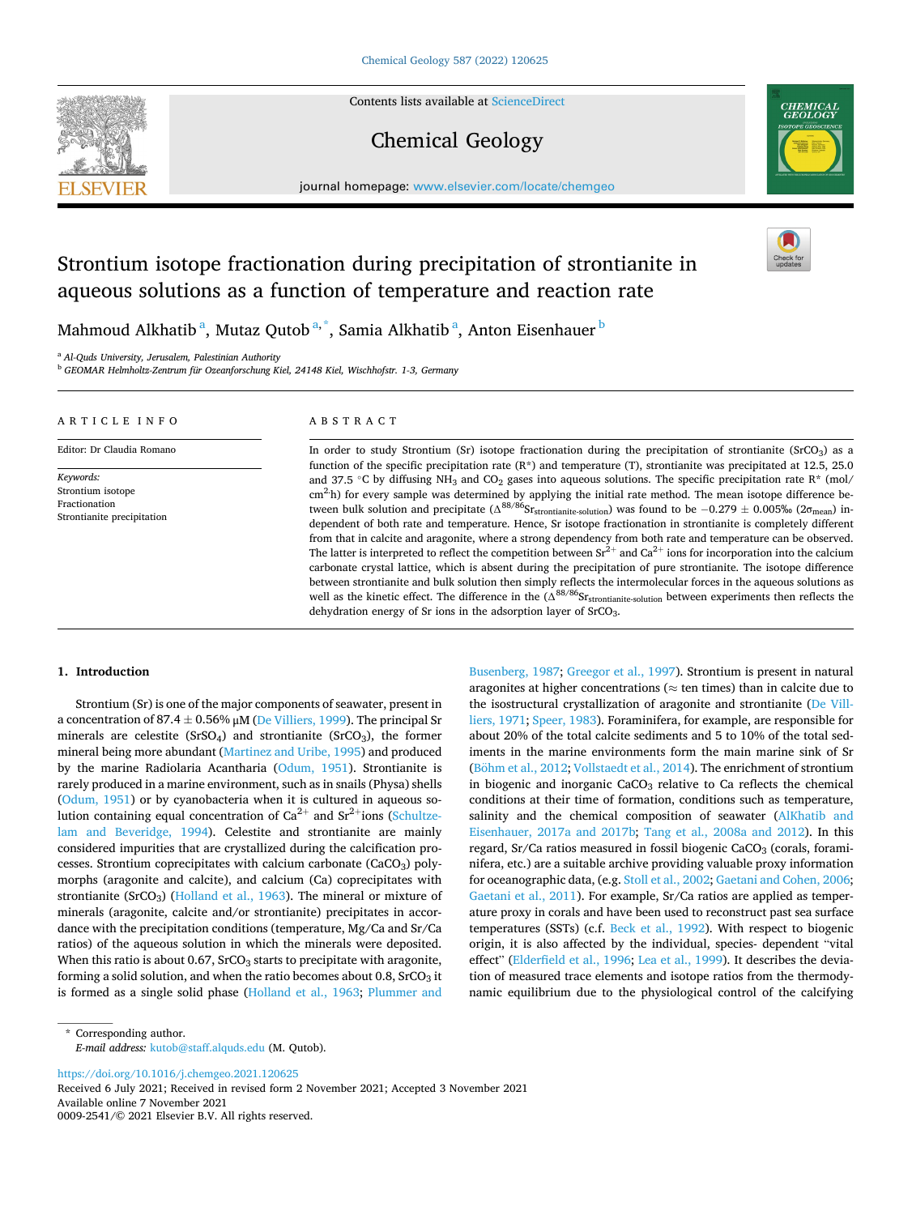# Strontium isotope fractionation during precipitation of strontianite in aqueous solutions as a function of temperature and reaction rate

Mahmoud Alkhatib [a], Mutaz Qutob [a,*], Samia Alkhatib [a], Anton Eisenhauer [b]

[a] Al-Quds University, Jerusalem, Palestinian Authority
[b] GEOMAR Helmholtz-Zentrum für Ozeanforschung Kiel, 24148 Kiel, Wischhofstr. 1-3, Germany

## ARTICLE INFO

Editor: Dr Claudia Romano

*Keywords:*
Strontium isotope
Fractionation
Strontianite precipitation

## ABSTRACT

In order to study Strontium (Sr) isotope fractionation during the precipitation of strontianite ($SrCO_3$) as a function of the specific precipitation rate (R*) and temperature (T), strontianite was precipitated at 12.5, 25.0 and 37.5 °C by diffusing $NH_3$ and $CO_2$ gases into aqueous solutions. The specific precipitation rate R* (mol/$cm^2$·h) for every sample was determined by applying the initial rate method. The mean isotope difference between bulk solution and precipitate ($\Delta^{88/86}Sr_{strontianite\text{-}solution}$) was found to be $-0.279 \pm 0.005$‰ ($2\sigma_{mean}$) independent of both rate and temperature. Hence, Sr isotope fractionation in strontianite is completely different from that in calcite and aragonite, where a strong dependency from both rate and temperature can be observed. The latter is interpreted to reflect the competition between $Sr^{2+}$ and $Ca^{2+}$ ions for incorporation into the calcium carbonate crystal lattice, which is absent during the precipitation of pure strontianite. The isotope difference between strontianite and bulk solution then simply reflects the intermolecular forces in the aqueous solutions as well as the kinetic effect. The difference in the ($\Delta^{88/86}Sr_{strontianite\text{-}solution}$ between experiments then reflects the dehydration energy of Sr ions in the adsorption layer of $SrCO_3$.

## 1. Introduction

Strontium (Sr) is one of the major components of seawater, present in a concentration of $87.4 \pm 0.56\%$ μM (De Villiers, 1999). The principal Sr minerals are celestite ($SrSO_4$) and strontianite ($SrCO_3$), the former mineral being more abundant (Martinez and Uribe, 1995) and produced by the marine Radiolaria Acantharia (Odum, 1951). Strontianite is rarely produced in a marine environment, such as in snails (Physa) shells (Odum, 1951) or by cyanobacteria when it is cultured in aqueous solution containing equal concentration of $Ca^{2+}$ and $Sr^{2+}$ions (Schultze-lam and Beveridge, 1994). Celestite and strontianite are mainly considered impurities that are crystallized during the calcification processes. Strontium coprecipitates with calcium carbonate ($CaCO_3$) polymorphs (aragonite and calcite), and calcium (Ca) coprecipitates with strontianite ($SrCO_3$) (Holland et al., 1963). The mineral or mixture of minerals (aragonite, calcite and/or strontianite) precipitates in accordance with the precipitation conditions (temperature, Mg/Ca and Sr/Ca ratios) of the aqueous solution in which the minerals were deposited. When this ratio is about 0.67, $SrCO_3$ starts to precipitate with aragonite, forming a solid solution, and when the ratio becomes about 0.8, $SrCO_3$ it is formed as a single solid phase (Holland et al., 1963; Plummer and Busenberg, 1987; Greegor et al., 1997). Strontium is present in natural aragonites at higher concentrations (≈ ten times) than in calcite due to the isostructural crystallization of aragonite and strontianite (De Villiers, 1971; Speer, 1983). Foraminifera, for example, are responsible for about 20% of the total calcite sediments and 5 to 10% of the total sediments in the marine environments form the main marine sink of Sr (Böhm et al., 2012; Vollstaedt et al., 2014). The enrichment of strontium in biogenic and inorganic $CaCO_3$ relative to Ca reflects the chemical conditions at their time of formation, conditions such as temperature, salinity and the chemical composition of seawater (AlKhatib and Eisenhauer, 2017a and 2017b; Tang et al., 2008a and 2012). In this regard, Sr/Ca ratios measured in fossil biogenic $CaCO_3$ (corals, foraminifera, etc.) are a suitable archive providing valuable proxy information for oceanographic data, (e.g. Stoll et al., 2002; Gaetani and Cohen, 2006; Gaetani et al., 2011). For example, Sr/Ca ratios are applied as temperature proxy in corals and have been used to reconstruct past sea surface temperatures (SSTs) (c.f. Beck et al., 1992). With respect to biogenic origin, it is also affected by the individual, species- dependent "vital effect" (Elderfield et al., 1996; Lea et al., 1999). It describes the deviation of measured trace elements and isotope ratios from the thermodynamic equilibrium due to the physiological control of the calcifying

---

\* Corresponding author.
*E-mail address:* kutob@staff.alquds.edu (M. Qutob).

https://doi.org/10.1016/j.chemgeo.2021.120625
Received 6 July 2021; Received in revised form 2 November 2021; Accepted 3 November 2021
Available online 7 November 2021
0009-2541/© 2021 Elsevier B.V. All rights reserved.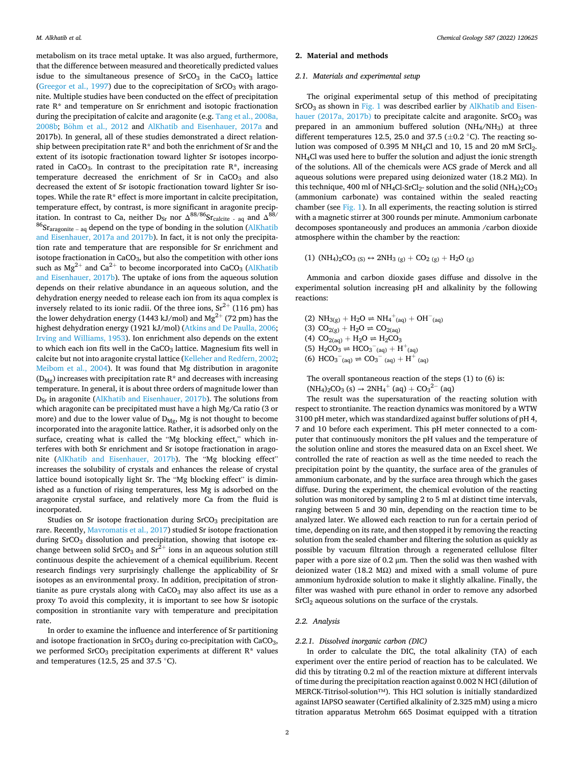metabolism on its trace metal uptake. It was also argued, furthermore, that the difference between measured and theoretically predicted values isdue to the simultaneous presence of $SrCO_3$ in the $CaCO_3$ lattice (Greegor et al., 1997) due to the coprecipitation of $SrCO_3$ with aragonite. Multiple studies have been conducted on the effect of precipitation rate R* and temperature on Sr enrichment and isotopic fractionation during the precipitation of calcite and aragonite (e.g. Tang et al., 2008a, 2008b; Böhm et al., 2012 and AlKhatib and Eisenhauer, 2017a and 2017b). In general, all of these studies demonstrated a direct relationship between precipitation rate R* and both the enrichment of Sr and the extent of its isotopic fractionation toward lighter Sr isotopes incorporated in $CaCO_3$. In contrast to the precipitation rate R*, increasing temperature decreased the enrichment of Sr in $CaCO_3$ and also decreased the extent of Sr isotopic fractionation toward lighter Sr isotopes. While the rate R* effect is more important in calcite precipitation, temperature effect, by contrast, is more significant in aragonite precipitation. In contrast to Ca, neither $D_{Sr}$ nor $\Delta^{88/86}Sr_{calcite\text{ - }aq}$ and $\Delta^{88/86}Sr_{aragonite\text{ - }aq}$ depend on the type of bonding in the solution (AlKhatib and Eisenhauer, 2017a and 2017b). In fact, it is not only the precipitation rate and temperature that are responsible for Sr enrichment and isotope fractionation in $CaCO_3$, but also the competition with other ions such as $Mg^{2+}$ and $Ca^{2+}$ to become incorporated into $CaCO_3$ (AlKhatib and Eisenhauer, 2017b). The uptake of ions from the aqueous solution depends on their relative abundance in an aqueous solution, and the dehydration energy needed to release each ion from its aqua complex is inversely related to its ionic radii. Of the three ions, $Sr^{2+}$ (116 pm) has the lower dehydration energy (1443 kJ/mol) and $Mg^{2+}$ (72 pm) has the highest dehydration energy (1921 kJ/mol) (Atkins and De Paulla, 2006; Irving and Williams, 1953). Ion enrichment also depends on the extent to which each ion fits well in the $CaCO_3$ lattice. Magnesium fits well in calcite but not into aragonite crystal lattice (Kelleher and Redfern, 2002; Meibom et al., 2004). It was found that Mg distribution in aragonite ($D_{Mg}$) increases with precipitation rate R* and decreases with increasing temperature. In general, it is about three orders of magnitude lower than $D_{Sr}$ in aragonite (AlKhatib and Eisenhauer, 2017b). The solutions from which aragonite can be precipitated must have a high Mg/Ca ratio (3 or more) and due to the lower value of $D_{Mg}$, Mg is not thought to become incorporated into the aragonite lattice. Rather, it is adsorbed only on the surface, creating what is called the "Mg blocking effect," which interferes with both Sr enrichment and Sr isotope fractionation in aragonite (AlKhatib and Eisenhauer, 2017b). The "Mg blocking effect" increases the solubility of crystals and enhances the release of crystal lattice bound isotopically light Sr. The "Mg blocking effect" is diminished as a function of rising temperatures, less Mg is adsorbed on the aragonite crystal surface, and relatively more Ca from the fluid is incorporated.

Studies on Sr isotope fractionation during $SrCO_3$ precipitation are rare. Recently, Mavromatis et al., 2017) studied Sr isotope fractionation during $SrCO_3$ dissolution and precipitation, showing that isotope exchange between solid $SrCO_3$ and $Sr^{2+}$ ions in an aqueous solution still continuous despite the achievement of a chemical equilibrium. Recent research findings very surprisingly challenge the applicability of Sr isotopes as an environmental proxy. In addition, precipitation of strontianite as pure crystals along with $CaCO_3$ may also affect its use as a proxy To avoid this complexity, it is important to see how Sr isotopic composition in strontianite vary with temperature and precipitation rate.

In order to examine the influence and interference of Sr partitioning and isotope fractionation in $SrCO_3$ during co-precipitation with $CaCO_3$, we performed $SrCO_3$ precipitation experiments at different R* values and temperatures (12.5, 25 and 37.5 °C).

## 2. Material and methods

### 2.1. Materials and experimental setup

The original experimental setup of this method of precipitating $SrCO_3$ as shown in Fig. 1 was described earlier by AlKhatib and Eisenhauer (2017a, 2017b) to precipitate calcite and aragonite. $SrCO_3$ was prepared in an ammonium buffered solution ($NH_4/NH_3$) at three different temperatures 12.5, 25.0 and 37.5 (±0.2 °C). The reacting solution was composed of 0.395 M $NH_4Cl$ and 10, 15 and 20 mM $SrCl_2$. $NH_4Cl$ was used here to buffer the solution and adjust the ionic strength of the solutions. All of the chemicals were ACS grade of Merck and all aqueous solutions were prepared using deionized water (18.2 MΩ). In this technique, 400 ml of $NH_4Cl$-$SrCl_2$- solution and the solid $(NH_4)_2CO_3$ (ammonium carbonate) was contained within the sealed reacting chamber (see Fig. 1). In all experiments, the reacting solution is stirred with a magnetic stirrer at 300 rounds per minute. Ammonium carbonate decomposes spontaneously and produces an ammonia /carbon dioxide atmosphere within the chamber by the reaction:

(1) $(NH_4)_2CO_{3\,(S)} \leftrightarrow 2NH_{3\,(g)} + CO_{2\,(g)} + H_2O_{\,(g)}$

Ammonia and carbon dioxide gases diffuse and dissolve in the experimental solution increasing pH and alkalinity by the following reactions:

(2) $NH_{3(g)} + H_2O \rightleftharpoons NH_4^{+}{}_{(aq)} + OH^{-}{}_{(aq)}$
(3) $CO_{2(g)} + H_2O \rightleftharpoons CO_{2(aq)}$
(4) $CO_{2(aq)} + H_2O \rightleftharpoons H_2CO_3$
(5) $H_2CO_3 \rightleftharpoons HCO_3^{-}{}_{(aq)} + H^{+}{}_{(aq)}$
(6) $HCO_3^{-}{}_{(aq)} \rightleftharpoons CO_3^{-}{}_{(aq)} + H^{+}{}_{(aq)}$

The overall spontaneous reaction of the steps (1) to (6) is:
$(NH_4)_2CO_3\,(s) \rightarrow 2NH_4^{+}\,(aq) + CO_3^{2-}\,(aq)$

The result was the supersaturation of the reacting solution with respect to strontianite. The reaction dynamics was monitored by a WTW 3100 pH meter, which was standardized against buffer solutions of pH 4, 7 and 10 before each experiment. This pH meter connected to a computer that continuously monitors the pH values and the temperature of the solution online and stores the measured data on an Excel sheet. We controlled the rate of reaction as well as the time needed to reach the precipitation point by the quantity, the surface area of the granules of ammonium carbonate, and by the surface area through which the gases diffuse. During the experiment, the chemical evolution of the reacting solution was monitored by sampling 2 to 5 ml at distinct time intervals, ranging between 5 and 30 min, depending on the reaction time to be analyzed later. We allowed each reaction to run for a certain period of time, depending on its rate, and then stopped it by removing the reacting solution from the sealed chamber and filtering the solution as quickly as possible by vacuum filtration through a regenerated cellulose filter paper with a pore size of 0.2 μm. Then the solid was then washed with deionized water (18.2 MΩ) and mixed with a small volume of pure ammonium hydroxide solution to make it slightly alkaline. Finally, the filter was washed with pure ethanol in order to remove any adsorbed $SrCl_2$ aqueous solutions on the surface of the crystals.

### 2.2. Analysis

#### 2.2.1. Dissolved inorganic carbon (DIC)

In order to calculate the DIC, the total alkalinity (TA) of each experiment over the entire period of reaction has to be calculated. We did this by titrating 0.2 ml of the reaction mixture at different intervals of time during the precipitation reaction against 0.002 N HCl (dilution of MERCK-Titrisol-solution™). This HCl solution is initially standardized against IAPSO seawater (Certified alkalinity of 2.325 mM) using a micro titration apparatus Metrohm 665 Dosimat equipped with a titration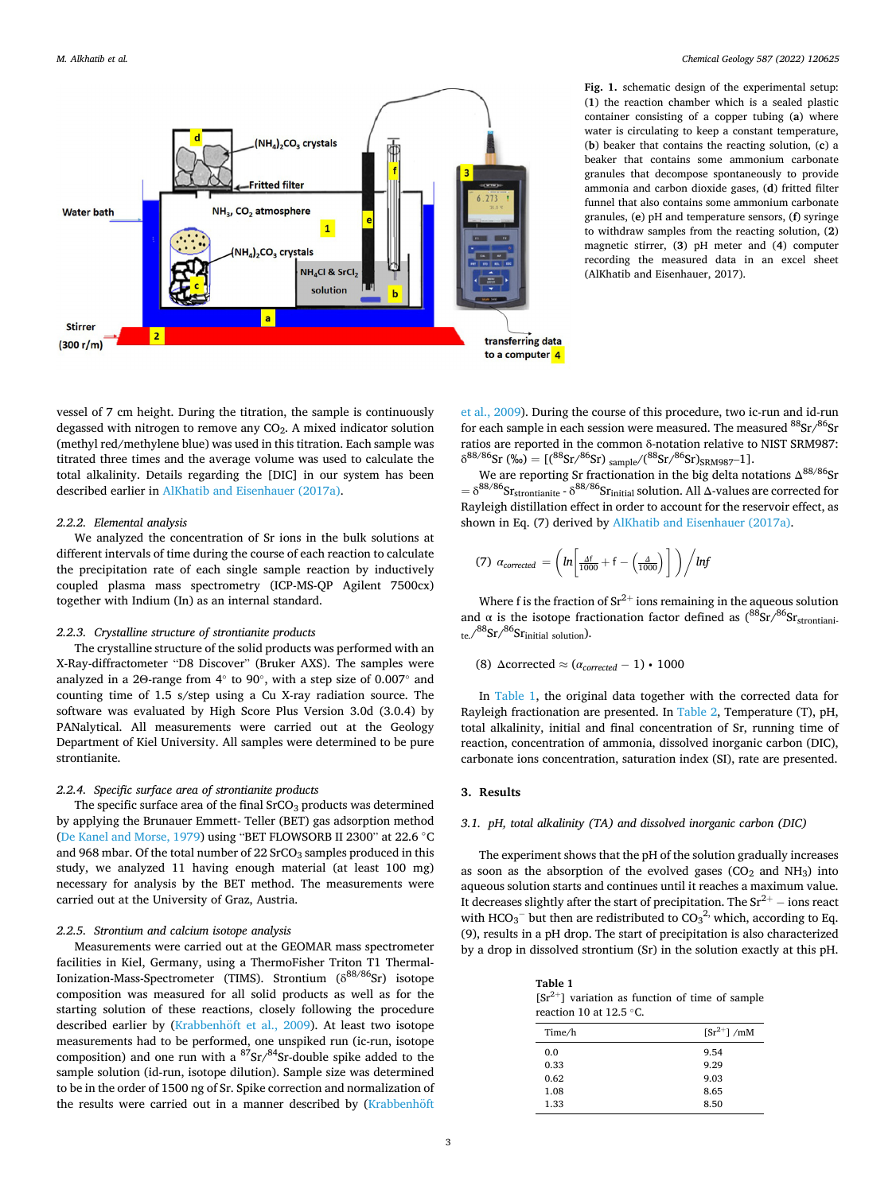Fig. 1. schematic design of the experimental setup: (**1**) the reaction chamber which is a sealed plastic container consisting of a copper tubing (**a**) where water is circulating to keep a constant temperature, (**b**) beaker that contains the reacting solution, (**c**) a beaker that contains some ammonium carbonate granules that decompose spontaneously to provide ammonia and carbon dioxide gases, (**d**) fritted filter funnel that also contains some ammonium carbonate granules, (**e**) pH and temperature sensors, (**f**) syringe to withdraw samples from the reacting solution, (**2**) magnetic stirrer, (**3**) pH meter and (**4**) computer recording the measured data in an excel sheet (AlKhatib and Eisenhauer, 2017).

vessel of 7 cm height. During the titration, the sample is continuously degassed with nitrogen to remove any $CO_2$. A mixed indicator solution (methyl red/methylene blue) was used in this titration. Each sample was titrated three times and the average volume was used to calculate the total alkalinity. Details regarding the [DIC] in our system has been described earlier in AlKhatib and Eisenhauer (2017a).

### 2.2.2. Elemental analysis

We analyzed the concentration of Sr ions in the bulk solutions at different intervals of time during the course of each reaction to calculate the precipitation rate of each single sample reaction by inductively coupled plasma mass spectrometry (ICP-MS-QP Agilent 7500cx) together with Indium (In) as an internal standard.

### 2.2.3. Crystalline structure of strontianite products

The crystalline structure of the solid products was performed with an X-Ray-diffractometer "D8 Discover" (Bruker AXS). The samples were analyzed in a 2Θ-range from 4° to 90°, with a step size of 0.007° and counting time of 1.5 s/step using a Cu X-ray radiation source. The software was evaluated by High Score Plus Version 3.0d (3.0.4) by PANalytical. All measurements were carried out at the Geology Department of Kiel University. All samples were determined to be pure strontianite.

### 2.2.4. Specific surface area of strontianite products

The specific surface area of the final $SrCO_3$ products was determined by applying the Brunauer Emmett- Teller (BET) gas adsorption method (De Kanel and Morse, 1979) using "BET FLOWSORB II 2300" at 22.6 °C and 968 mbar. Of the total number of 22 $SrCO_3$ samples produced in this study, we analyzed 11 having enough material (at least 100 mg) necessary for analysis by the BET method. The measurements were carried out at the University of Graz, Austria.

### 2.2.5. Strontium and calcium isotope analysis

Measurements were carried out at the GEOMAR mass spectrometer facilities in Kiel, Germany, using a ThermoFisher Triton T1 Thermal-Ionization-Mass-Spectrometer (TIMS). Strontium ($\delta^{88/86}Sr$) isotope composition was measured for all solid products as well as for the starting solution of these reactions, closely following the procedure described earlier by (Krabbenhöft et al., 2009). At least two isotope measurements had to be performed, one unspiked run (ic-run, isotope composition) and one run with a $^{87}Sr/^{84}Sr$-double spike added to the sample solution (id-run, isotope dilution). Sample size was determined to be in the order of 1500 ng of Sr. Spike correction and normalization of the results were carried out in a manner described by (Krabbenhöft et al., 2009). During the course of this procedure, two ic-run and id-run for each sample in each session were measured. The measured $^{88}Sr/^{86}Sr$ ratios are reported in the common δ-notation relative to NIST SRM987: $\delta^{88/86}Sr$ (‰) = $[(^{88}Sr/^{86}Sr)_{sample}/(^{88}Sr/^{86}Sr)_{SRM987}-1]$.

We are reporting Sr fractionation in the big delta notations $\Delta^{88/86}Sr = \delta^{88/86}Sr_{strontianite} - \delta^{88/86}Sr_{initial}$ solution. All Δ-values are corrected for Rayleigh distillation effect in order to account for the reservoir effect, as shown in Eq. (7) derived by AlKhatib and Eisenhauer (2017a).

$$(7)\quad \alpha_{corrected} = \left( ln\left[\frac{\Delta f}{1000} + f - \left(\frac{\Delta}{1000}\right)\right] \right) \Big/ lnf$$

Where f is the fraction of $Sr^{2+}$ ions remaining in the aqueous solution and α is the isotope fractionation factor defined as $(^{88}Sr/^{86}Sr_{strontianite}/^{88}Sr/^{86}Sr_{initial\ solution})$.

$$(8)\quad \Delta corrected \approx (\alpha_{corrected} - 1) \bullet 1000$$

In Table 1, the original data together with the corrected data for Rayleigh fractionation are presented. In Table 2, Temperature (T), pH, total alkalinity, initial and final concentration of Sr, running time of reaction, concentration of ammonia, dissolved inorganic carbon (DIC), carbonate ions concentration, saturation index (SI), rate are presented.

## 3. Results

### 3.1. pH, total alkalinity (TA) and dissolved inorganic carbon (DIC)

The experiment shows that the pH of the solution gradually increases as soon as the absorption of the evolved gases ($CO_2$ and $NH_3$) into aqueous solution starts and continues until it reaches a maximum value. It decreases slightly after the start of precipitation. The $Sr^{2+}$ – ions react with $HCO_3^-$ but then are redistributed to $CO_3^{2-}$, which, according to Eq. (9), results in a pH drop. The start of precipitation is also characterized by a drop in dissolved strontium (Sr) in the solution exactly at this pH.

**Table 1**
$[Sr^{2+}]$ variation as function of time of sample reaction 10 at 12.5 °C.

| Time/h | $[Sr^{2+}]$ /mM |
|---|---|
| 0.0 | 9.54 |
| 0.33 | 9.29 |
| 0.62 | 9.03 |
| 1.08 | 8.65 |
| 1.33 | 8.50 |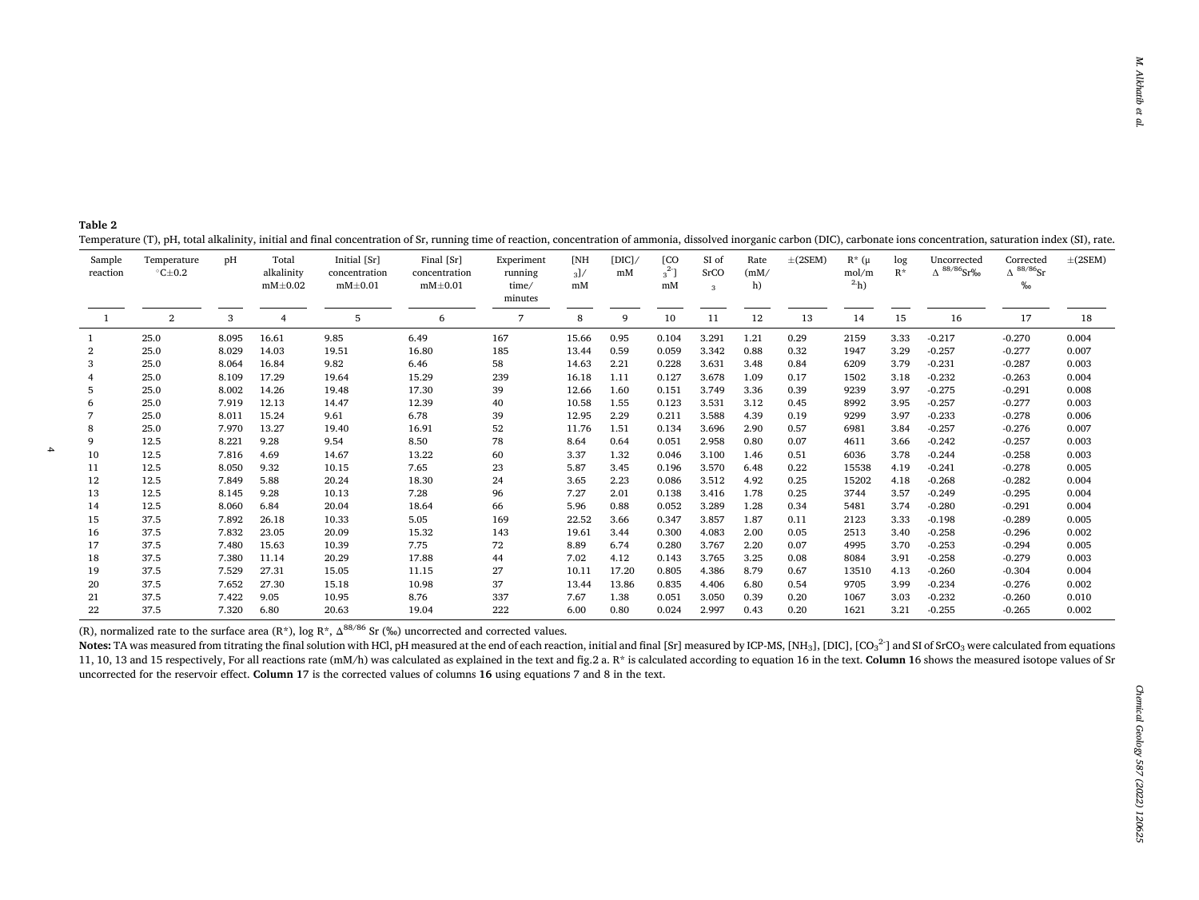**Table 2**

Temperature (T), pH, total alkalinity, initial and final concentration of Sr, running time of reaction, concentration of ammonia, dissolved inorganic carbon (DIC), carbonate ions concentration, saturation index (SI), rate.

| Sample reaction | Temperature °C±0.2 | pH | Total alkalinity mM±0.02 | Initial [Sr] concentration mM±0.01 | Final [Sr] concentration mM±0.01 | Experiment running time/ minutes | $[NH_3]$/ mM | [DIC]/ mM | $[CO_3^{2-}]$ mM | SI of $SrCO_3$ | Rate (mM/ h) | ±(2SEM) | R* (μ mol/m$^{2}$·h) | log R* | Uncorrected $\Delta^{88/86}$Sr‰ | Corrected $\Delta^{88/86}$Sr ‰ | ±(2SEM) |
|---|---|---|---|---|---|---|---|---|---|---|---|---|---|---|---|---|---|
| 1 | 2 | 3 | 4 | 5 | 6 | 7 | 8 | 9 | 10 | 11 | 12 | 13 | 14 | 15 | 16 | 17 | 18 |
| 1 | 25.0 | 8.095 | 16.61 | 9.85 | 6.49 | 167 | 15.66 | 0.95 | 0.104 | 3.291 | 1.21 | 0.29 | 2159 | 3.33 | -0.217 | -0.270 | 0.004 |
| 2 | 25.0 | 8.029 | 14.03 | 19.51 | 16.80 | 185 | 13.44 | 0.59 | 0.059 | 3.342 | 0.88 | 0.32 | 1947 | 3.29 | -0.257 | -0.277 | 0.007 |
| 3 | 25.0 | 8.064 | 16.84 | 9.82 | 6.46 | 58 | 14.63 | 2.21 | 0.228 | 3.631 | 3.48 | 0.84 | 6209 | 3.79 | -0.231 | -0.287 | 0.003 |
| 4 | 25.0 | 8.109 | 17.29 | 19.64 | 15.29 | 239 | 16.18 | 1.11 | 0.127 | 3.678 | 1.09 | 0.17 | 1502 | 3.18 | -0.232 | -0.263 | 0.004 |
| 5 | 25.0 | 8.002 | 14.26 | 19.48 | 17.30 | 39 | 12.66 | 1.60 | 0.151 | 3.749 | 3.36 | 0.39 | 9239 | 3.97 | -0.275 | -0.291 | 0.008 |
| 6 | 25.0 | 7.919 | 12.13 | 14.47 | 12.39 | 40 | 10.58 | 1.55 | 0.123 | 3.531 | 3.12 | 0.45 | 8992 | 3.95 | -0.257 | -0.277 | 0.003 |
| 7 | 25.0 | 8.011 | 15.24 | 9.61 | 6.78 | 39 | 12.95 | 2.29 | 0.211 | 3.588 | 4.39 | 0.19 | 9299 | 3.97 | -0.233 | -0.278 | 0.006 |
| 8 | 25.0 | 7.970 | 13.27 | 19.40 | 16.91 | 52 | 11.76 | 1.51 | 0.134 | 3.696 | 2.90 | 0.57 | 6981 | 3.84 | -0.257 | -0.276 | 0.007 |
| 9 | 12.5 | 8.221 | 9.28 | 9.54 | 8.50 | 78 | 8.64 | 0.64 | 0.051 | 2.958 | 0.80 | 0.07 | 4611 | 3.66 | -0.242 | -0.257 | 0.003 |
| 10 | 12.5 | 7.816 | 4.69 | 14.67 | 13.22 | 60 | 3.37 | 1.32 | 0.046 | 3.100 | 1.46 | 0.51 | 6036 | 3.78 | -0.244 | -0.258 | 0.003 |
| 11 | 12.5 | 8.050 | 9.32 | 10.15 | 7.65 | 23 | 5.87 | 3.45 | 0.196 | 3.570 | 6.48 | 0.22 | 15538 | 4.19 | -0.241 | -0.278 | 0.005 |
| 12 | 12.5 | 7.849 | 5.88 | 20.24 | 18.30 | 24 | 3.65 | 2.23 | 0.086 | 3.512 | 4.92 | 0.25 | 15202 | 4.18 | -0.268 | -0.282 | 0.004 |
| 13 | 12.5 | 8.145 | 9.28 | 10.13 | 7.28 | 96 | 7.27 | 2.01 | 0.138 | 3.416 | 1.78 | 0.25 | 3744 | 3.57 | -0.249 | -0.295 | 0.004 |
| 14 | 12.5 | 8.060 | 6.84 | 20.04 | 18.64 | 66 | 5.96 | 0.88 | 0.052 | 3.289 | 1.28 | 0.34 | 5481 | 3.74 | -0.280 | -0.291 | 0.004 |
| 15 | 37.5 | 7.892 | 26.18 | 10.33 | 5.05 | 169 | 22.52 | 3.66 | 0.347 | 3.857 | 1.87 | 0.11 | 2123 | 3.33 | -0.198 | -0.289 | 0.005 |
| 16 | 37.5 | 7.832 | 23.05 | 20.09 | 15.32 | 143 | 19.61 | 3.44 | 0.300 | 4.083 | 2.00 | 0.05 | 2513 | 3.40 | -0.258 | -0.296 | 0.002 |
| 17 | 37.5 | 7.480 | 15.63 | 10.39 | 7.75 | 72 | 8.89 | 6.74 | 0.280 | 3.767 | 2.20 | 0.07 | 4995 | 3.70 | -0.253 | -0.294 | 0.005 |
| 18 | 37.5 | 7.380 | 11.14 | 20.29 | 17.88 | 44 | 7.02 | 4.12 | 0.143 | 3.765 | 3.25 | 0.08 | 8084 | 3.91 | -0.258 | -0.279 | 0.003 |
| 19 | 37.5 | 7.529 | 27.31 | 15.05 | 11.15 | 27 | 10.11 | 17.20 | 0.805 | 4.386 | 8.79 | 0.67 | 13510 | 4.13 | -0.260 | -0.304 | 0.004 |
| 20 | 37.5 | 7.652 | 27.30 | 15.18 | 10.98 | 37 | 13.44 | 13.86 | 0.835 | 4.406 | 6.80 | 0.54 | 9705 | 3.99 | -0.234 | -0.276 | 0.002 |
| 21 | 37.5 | 7.422 | 9.05 | 10.95 | 8.76 | 337 | 7.67 | 1.38 | 0.051 | 3.050 | 0.39 | 0.20 | 1067 | 3.03 | -0.232 | -0.260 | 0.010 |
| 22 | 37.5 | 7.320 | 6.80 | 20.63 | 19.04 | 222 | 6.00 | 0.80 | 0.024 | 2.997 | 0.43 | 0.20 | 1621 | 3.21 | -0.255 | -0.265 | 0.002 |

(R), normalized rate to the surface area (R*), log R*, $\Delta^{88/86}$ Sr (‰) uncorrected and corrected values.

**Notes:** TA was measured from titrating the final solution with HCl, pH measured at the end of each reaction, initial and final [Sr] measured by ICP-MS, $[NH_3]$, [DIC], $[CO_3^{2-}]$ and SI of $SrCO_3$ were calculated from equations 11, 10, 13 and 15 respectively, For all reactions rate (mM/h) was calculated as explained in the text and fig.2 a. R* is calculated according to equation 16 in the text. **Column 1**6 shows the measured isotope values of Sr uncorrected for the reservoir effect. **Column 1**7 is the corrected values of columns **16** using equations 7 and 8 in the text.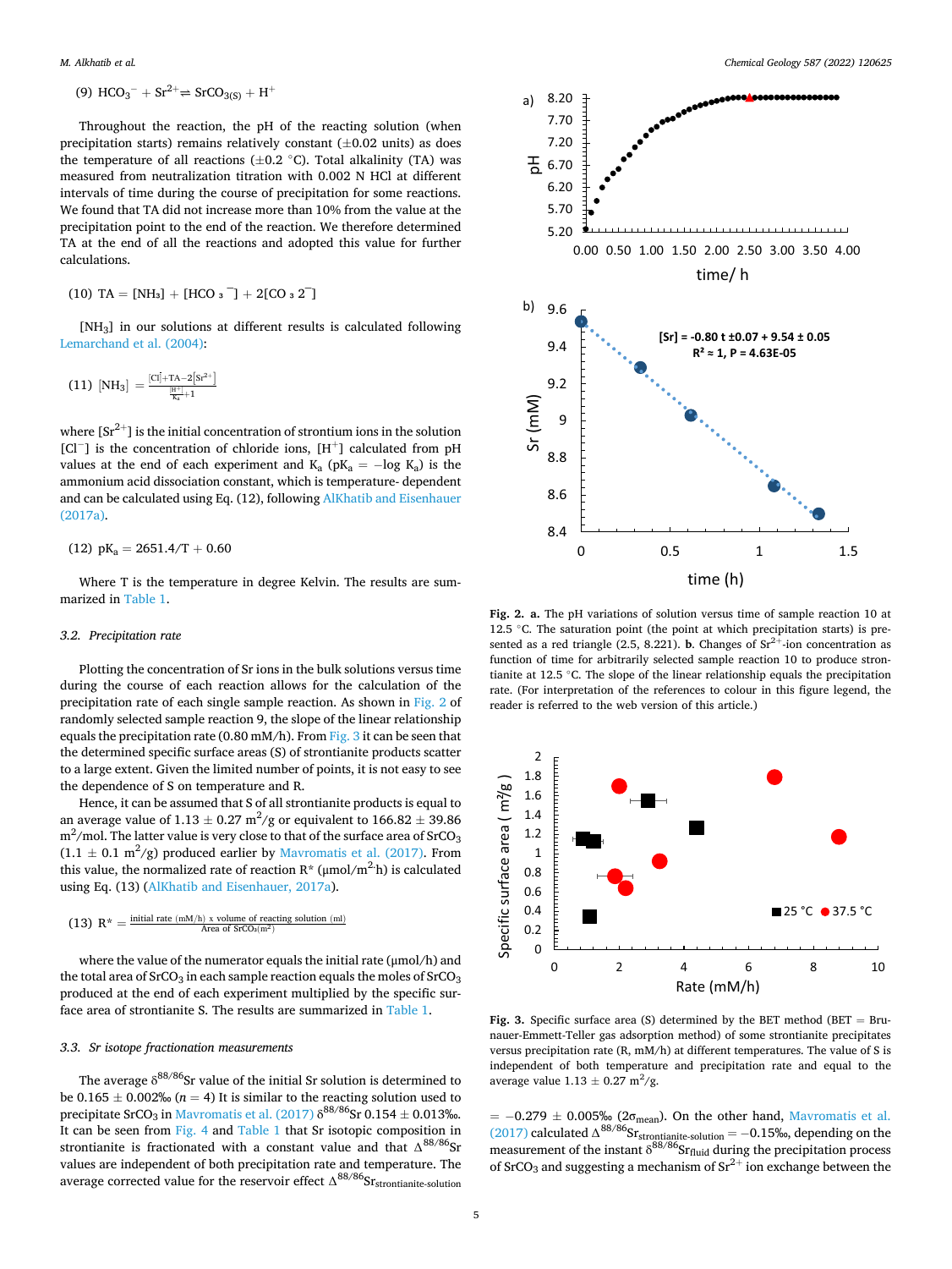(9) $HCO_3^- + Sr^{2+} \rightleftharpoons SrCO_{3(S)} + H^+$

Throughout the reaction, the pH of the reacting solution (when precipitation starts) remains relatively constant (±0.02 units) as does the temperature of all reactions (±0.2 °C). Total alkalinity (TA) was measured from neutralization titration with 0.002 N HCl at different intervals of time during the course of precipitation for some reactions. We found that TA did not increase more than 10% from the value at the precipitation point to the end of the reaction. We therefore determined TA at the end of all the reactions and adopted this value for further calculations.

(10) $TA = [NH_3] + [HCO_3^-] + 2[CO_3^{2-}]$

$[NH_3]$ in our solutions at different results is calculated following Lemarchand et al. (2004):

(11) $[NH_3] = \frac{[Cl^-] + TA - 2[Sr^{2+}]}{\frac{[H^+]}{K_a} + 1}$

where $[Sr^{2+}]$ is the initial concentration of strontium ions in the solution $[Cl^-]$ is the concentration of chloride ions, $[H^+]$ calculated from pH values at the end of each experiment and $K_a$ ($pK_a = -\log K_a$) is the ammonium acid dissociation constant, which is temperature- dependent and can be calculated using Eq. (12), following AlKhatib and Eisenhauer (2017a).

(12) $pK_a = 2651.4/T + 0.60$

Where T is the temperature in degree Kelvin. The results are summarized in Table 1.

### 3.2. Precipitation rate

Plotting the concentration of Sr ions in the bulk solutions versus time during the course of each reaction allows for the calculation of the precipitation rate of each single sample reaction. As shown in Fig. 2 of randomly selected sample reaction 9, the slope of the linear relationship equals the precipitation rate (0.80 mM/h). From Fig. 3 it can be seen that the determined specific surface areas (S) of strontianite products scatter to a large extent. Given the limited number of points, it is not easy to see the dependence of S on temperature and R.

Hence, it can be assumed that S of all strontianite products is equal to an average value of 1.13 ± 0.27 $m^2/g$ or equivalent to 166.82 ± 39.86 $m^2/mol$. The latter value is very close to that of the surface area of $SrCO_3$ (1.1 ± 0.1 $m^2/g$) produced earlier by Mavromatis et al. (2017). From this value, the normalized rate of reaction R* (μmol/$m^2$·h) is calculated using Eq. (13) (AlKhatib and Eisenhauer, 2017a).

(13) $R^* = \frac{\text{initial rate (mM/h) x volume of reacting solution (ml)}}{\text{Area of } SrCO_3(m^2)}$

where the value of the numerator equals the initial rate (μmol/h) and the total area of $SrCO_3$ in each sample reaction equals the moles of $SrCO_3$ produced at the end of each experiment multiplied by the specific surface area of strontianite S. The results are summarized in Table 1.

### 3.3. Sr isotope fractionation measurements

The average $\delta^{88/86}Sr$ value of the initial Sr solution is determined to be 0.165 ± 0.002‰ ($n = 4$) It is similar to the reacting solution used to precipitate $SrCO_3$ in Mavromatis et al. (2017) $\delta^{88/86}Sr$ 0.154 ± 0.013‰. It can be seen from Fig. 4 and Table 1 that Sr isotopic composition in strontianite is fractionated with a constant value and that $\Delta^{88/86}Sr$ values are independent of both precipitation rate and temperature. The average corrected value for the reservoir effect $\Delta^{88/86}Sr_{strontianite\text{-}solution}$ = −0.279 ± 0.005‰ ($2\sigma_{mean}$). On the other hand, Mavromatis et al. (2017) calculated $\Delta^{88/86}Sr_{strontianite\text{-}solution}$ = −0.15‰, depending on the measurement of the instant $\delta^{88/86}Sr_{fluid}$ during the precipitation process of $SrCO_3$ and suggesting a mechanism of $Sr^{2+}$ ion exchange between the

**Fig. 2. a.** The pH variations of solution versus time of sample reaction 10 at 12.5 °C. The saturation point (the point at which precipitation starts) is presented as a red triangle (2.5, 8.221). **b.** Changes of $Sr^{2+}$-ion concentration as function of time for arbitrarily selected sample reaction 10 to produce strontianite at 12.5 °C. The slope of the linear relationship equals the precipitation rate. (For interpretation of the references to colour in this figure legend, the reader is referred to the web version of this article.)

**Fig. 3.** Specific surface area (S) determined by the BET method (BET = Brunauer-Emmett-Teller gas adsorption method) of some strontianite precipitates versus precipitation rate (R, mM/h) at different temperatures. The value of S is independent of both temperature and precipitation rate and equal to the average value 1.13 ± 0.27 $m^2/g$.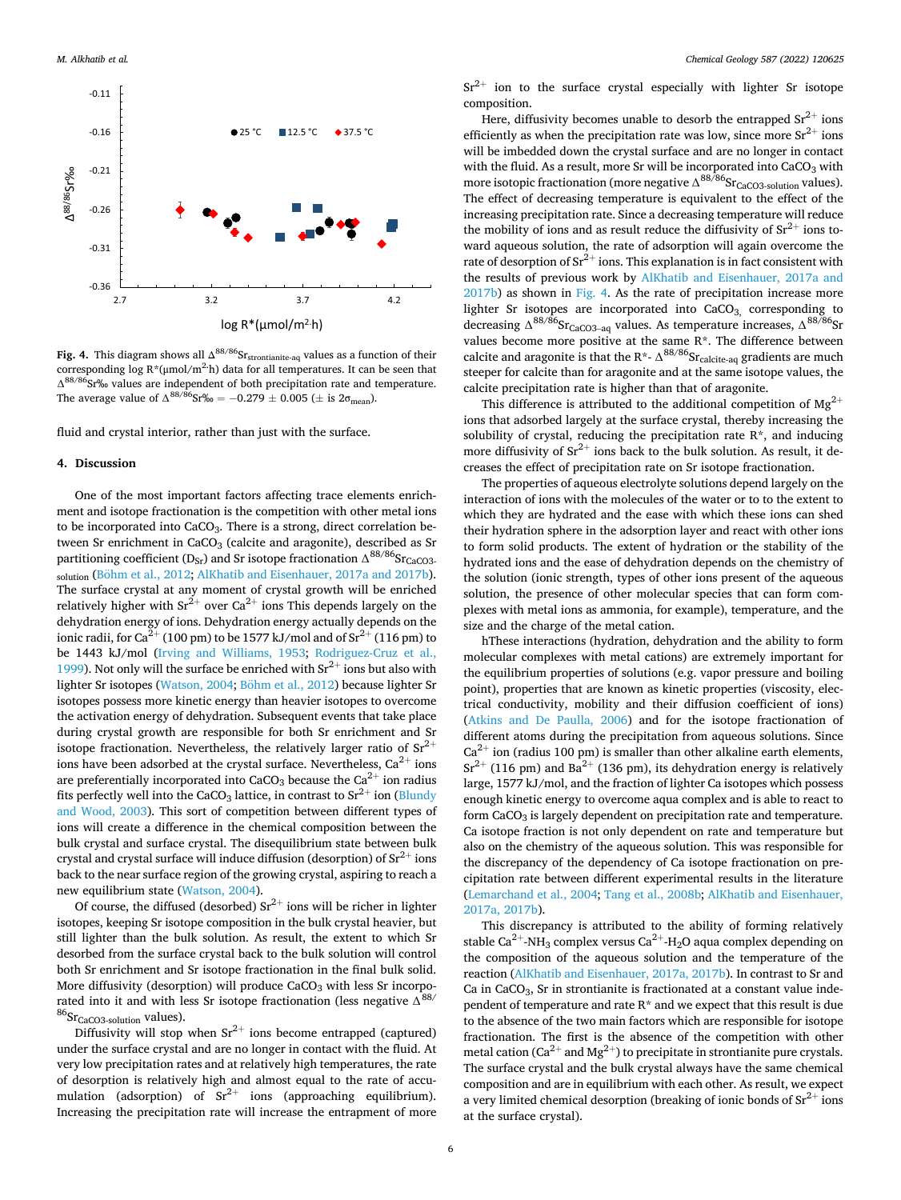Fig. 4. This diagram shows all $\Delta^{88/86}Sr_{strontianite\text{-}aq}$ values as a function of their corresponding log R*(μmol/m²·h) data for all temperatures. It can be seen that $\Delta^{88/86}Sr$‰ values are independent of both precipitation rate and temperature. The average value of $\Delta^{88/86}Sr‰ = -0.279 \pm 0.005$ (± is $2\sigma_{mean}$).

fluid and crystal interior, rather than just with the surface.

## 4. Discussion

One of the most important factors affecting trace elements enrichment and isotope fractionation is the competition with other metal ions to be incorporated into $CaCO_3$. There is a strong, direct correlation between Sr enrichment in $CaCO_3$ (calcite and aragonite), described as Sr partitioning coefficient ($D_{Sr}$) and Sr isotope fractionation $\Delta^{88/86}Sr_{CaCO3\text{-}solution}$ (Böhm et al., 2012; AlKhatib and Eisenhauer, 2017a and 2017b). The surface crystal at any moment of crystal growth will be enriched relatively higher with $Sr^{2+}$ over $Ca^{2+}$ ions This depends largely on the dehydration energy of ions. Dehydration energy actually depends on the ionic radii, for $Ca^{2+}$ (100 pm) to be 1577 kJ/mol and of $Sr^{2+}$ (116 pm) to be 1443 kJ/mol (Irving and Williams, 1953; Rodriguez-Cruz et al., 1999). Not only will the surface be enriched with $Sr^{2+}$ ions but also with lighter Sr isotopes (Watson, 2004; Böhm et al., 2012) because lighter Sr isotopes possess more kinetic energy than heavier isotopes to overcome the activation energy of dehydration. Subsequent events that take place during crystal growth are responsible for both Sr enrichment and Sr isotope fractionation. Nevertheless, the relatively larger ratio of $Sr^{2+}$ ions have been adsorbed at the crystal surface. Nevertheless, $Ca^{2+}$ ions are preferentially incorporated into $CaCO_3$ because the $Ca^{2+}$ ion radius fits perfectly well into the $CaCO_3$ lattice, in contrast to $Sr^{2+}$ ion (Blundy and Wood, 2003). This sort of competition between different types of ions will create a difference in the chemical composition between the bulk crystal and surface crystal. The disequilibrium state between bulk crystal and crystal surface will induce diffusion (desorption) of $Sr^{2+}$ ions back to the near surface region of the growing crystal, aspiring to reach a new equilibrium state (Watson, 2004).

Of course, the diffused (desorbed) $Sr^{2+}$ ions will be richer in lighter isotopes, keeping Sr isotope composition in the bulk crystal heavier, but still lighter than the bulk solution. As result, the extent to which Sr desorbed from the surface crystal back to the bulk solution will control both Sr enrichment and Sr isotope fractionation in the final bulk solid. More diffusivity (desorption) will produce $CaCO_3$ with less Sr incorporated into it and with less Sr isotope fractionation (less negative $\Delta^{88/86}Sr_{CaCO3\text{-}solution}$ values).

Diffusivity will stop when $Sr^{2+}$ ions become entrapped (captured) under the surface crystal and are no longer in contact with the fluid. At very low precipitation rates and at relatively high temperatures, the rate of desorption is relatively high and almost equal to the rate of accumulation (adsorption) of $Sr^{2+}$ ions (approaching equilibrium). Increasing the precipitation rate will increase the entrapment of more $Sr^{2+}$ ion to the surface crystal especially with lighter Sr isotope composition.

Here, diffusivity becomes unable to desorb the entrapped $Sr^{2+}$ ions efficiently as when the precipitation rate was low, since more $Sr^{2+}$ ions will be imbedded down the crystal surface and are no longer in contact with the fluid. As a result, more Sr will be incorporated into $CaCO_3$ with more isotopic fractionation (more negative $\Delta^{88/86}Sr_{CaCO3\text{-}solution}$ values). The effect of decreasing temperature is equivalent to the effect of the increasing precipitation rate. Since a decreasing temperature will reduce the mobility of ions and as result reduce the diffusivity of $Sr^{2+}$ ions toward aqueous solution, the rate of adsorption will again overcome the rate of desorption of $Sr^{2+}$ ions. This explanation is in fact consistent with the results of previous work by AlKhatib and Eisenhauer, 2017a and 2017b) as shown in Fig. 4. As the rate of precipitation increase more lighter Sr isotopes are incorporated into $CaCO_3$, corresponding to decreasing $\Delta^{88/86}Sr_{CaCO3\text{-}aq}$ values. As temperature increases, $\Delta^{88/86}Sr$ values become more positive at the same R*. The difference between calcite and aragonite is that the R*- $\Delta^{88/86}Sr_{calcite\text{-}aq}$ gradients are much steeper for calcite than for aragonite and at the same isotope values, the calcite precipitation rate is higher than that of aragonite.

This difference is attributed to the additional competition of $Mg^{2+}$ ions that adsorbed largely at the surface crystal, thereby increasing the solubility of crystal, reducing the precipitation rate R*, and inducing more diffusivity of $Sr^{2+}$ ions back to the bulk solution. As result, it decreases the effect of precipitation rate on Sr isotope fractionation.

The properties of aqueous electrolyte solutions depend largely on the interaction of ions with the molecules of the water or to to the extent to which they are hydrated and the ease with which these ions can shed their hydration sphere in the adsorption layer and react with other ions to form solid products. The extent of hydration or the stability of the hydrated ions and the ease of dehydration depends on the chemistry of the solution (ionic strength, types of other ions present of the aqueous solution, the presence of other molecular species that can form complexes with metal ions as ammonia, for example), temperature, and the size and the charge of the metal cation.

hThese interactions (hydration, dehydration and the ability to form molecular complexes with metal cations) are extremely important for the equilibrium properties of solutions (e.g. vapor pressure and boiling point), properties that are known as kinetic properties (viscosity, electrical conductivity, mobility and their diffusion coefficient of ions) (Atkins and De Paulla, 2006) and for the isotope fractionation of different atoms during the precipitation from aqueous solutions. Since $Ca^{2+}$ ion (radius 100 pm) is smaller than other alkaline earth elements, $Sr^{2+}$ (116 pm) and $Ba^{2+}$ (136 pm), its dehydration energy is relatively large, 1577 kJ/mol, and the fraction of lighter Ca isotopes which possess enough kinetic energy to overcome aqua complex and is able to react to form $CaCO_3$ is largely dependent on precipitation rate and temperature. Ca isotope fraction is not only dependent on rate and temperature but also on the chemistry of the aqueous solution. This was responsible for the discrepancy of the dependency of Ca isotope fractionation on precipitation rate between different experimental results in the literature (Lemarchand et al., 2004; Tang et al., 2008b; AlKhatib and Eisenhauer, 2017a, 2017b).

This discrepancy is attributed to the ability of forming relatively stable $Ca^{2+}$-$NH_3$ complex versus $Ca^{2+}$-$H_2O$ aqua complex depending on the composition of the aqueous solution and the temperature of the reaction (AlKhatib and Eisenhauer, 2017a, 2017b). In contrast to Sr and Ca in $CaCO_3$, Sr in strontianite is fractionated at a constant value independent of temperature and rate R* and we expect that this result is due to the absence of the two main factors which are responsible for isotope fractionation. The first is the absence of the competition with other metal cation ($Ca^{2+}$ and $Mg^{2+}$) to precipitate in strontianite pure crystals. The surface crystal and the bulk crystal always have the same chemical composition and are in equilibrium with each other. As result, we expect a very limited chemical desorption (breaking of ionic bonds of $Sr^{2+}$ ions at the surface crystal).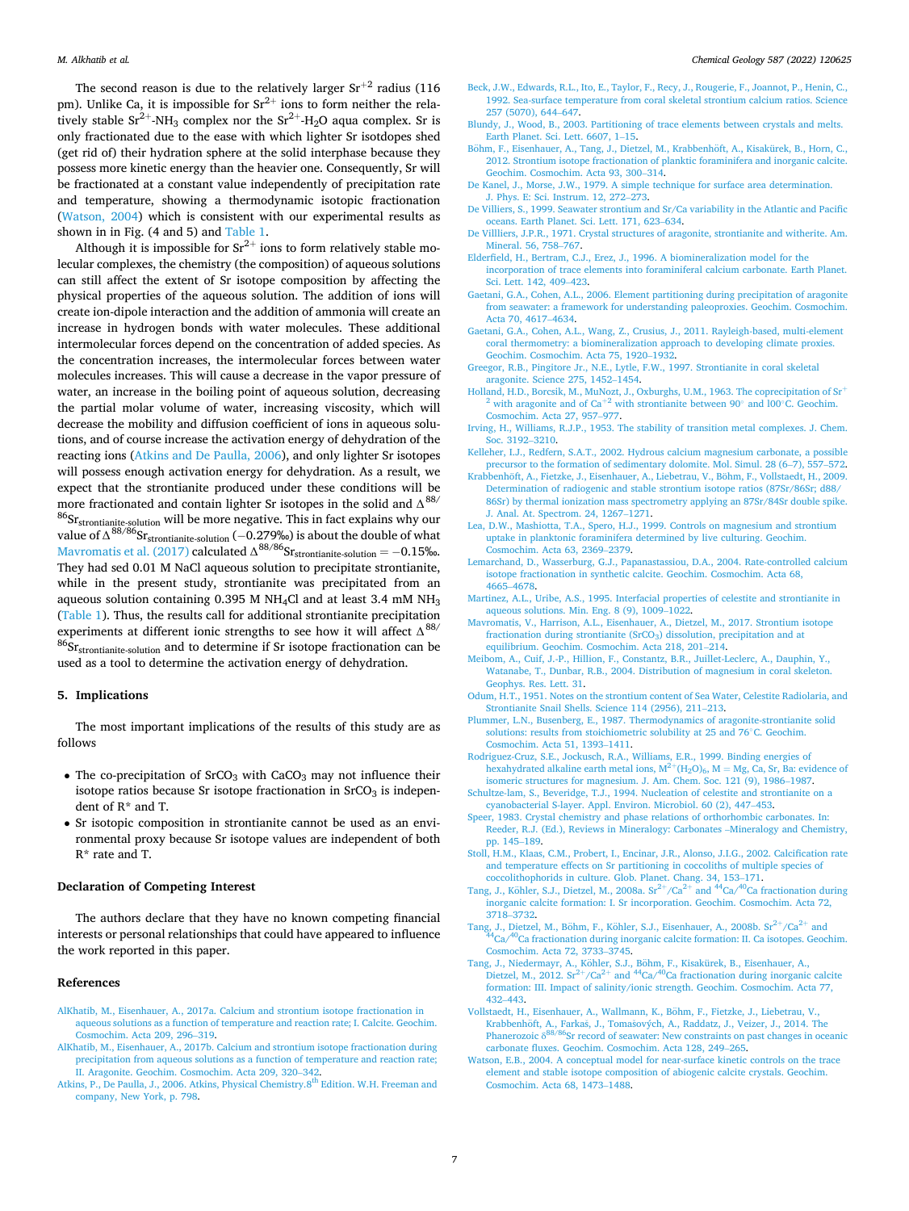The second reason is due to the relatively larger $Sr^{+2}$ radius (116 pm). Unlike Ca, it is impossible for $Sr^{2+}$ ions to form neither the relatively stable $Sr^{2+}$-$NH_3$ complex nor the $Sr^{2+}$-$H_2O$ aqua complex. Sr is only fractionated due to the ease with which lighter Sr isotdopes shed (get rid of) their hydration sphere at the solid interphase because they possess more kinetic energy than the heavier one. Consequently, Sr will be fractionated at a constant value independently of precipitation rate and temperature, showing a thermodynamic isotopic fractionation (Watson, 2004) which is consistent with our experimental results as shown in in Fig. (4 and 5) and Table 1.

Although it is impossible for $Sr^{2+}$ ions to form relatively stable molecular complexes, the chemistry (the composition) of aqueous solutions can still affect the extent of Sr isotope composition by affecting the physical properties of the aqueous solution. The addition of ions will create ion-dipole interaction and the addition of ammonia will create an increase in hydrogen bonds with water molecules. These additional intermolecular forces depend on the concentration of added species. As the concentration increases, the intermolecular forces between water molecules increases. This will cause a decrease in the vapor pressure of water, an increase in the boiling point of aqueous solution, decreasing the partial molar volume of water, increasing viscosity, which will decrease the mobility and diffusion coefficient of ions in aqueous solutions, and of course increase the activation energy of dehydration of the reacting ions (Atkins and De Paulla, 2006), and only lighter Sr isotopes will possess enough activation energy for dehydration. As a result, we expect that the strontianite produced under these conditions will be more fractionated and contain lighter Sr isotopes in the solid and $\Delta^{88/86}Sr_{strontianite\text{-}solution}$ will be more negative. This in fact explains why our value of $\Delta^{88/86}Sr_{strontianite\text{-}solution}$ (−0.279‰) is about the double of what Mavromatis et al. (2017) calculated $\Delta^{88/86}Sr_{strontianite\text{-}solution}$ = −0.15‰. They had sed 0.01 M NaCl aqueous solution to precipitate strontianite, while in the present study, strontianite was precipitated from an aqueous solution containing 0.395 M $NH_4Cl$ and at least 3.4 mM $NH_3$ (Table 1). Thus, the results call for additional strontianite precipitation experiments at different ionic strengths to see how it will affect $\Delta^{88/86}Sr_{strontianite\text{-}solution}$ and to determine if Sr isotope fractionation can be used as a tool to determine the activation energy of dehydration.

## 5. Implications

The most important implications of the results of this study are as follows

- The co-precipitation of $SrCO_3$ with $CaCO_3$ may not influence their isotope ratios because Sr isotope fractionation in $SrCO_3$ is independent of R* and T.
- Sr isotopic composition in strontianite cannot be used as an environmental proxy because Sr isotope values are independent of both R* rate and T.

## Declaration of Competing Interest

The authors declare that they have no known competing financial interests or personal relationships that could have appeared to influence the work reported in this paper.

## References

AlKhatib, M., Eisenhauer, A., 2017a. Calcium and strontium isotope fractionation in aqueous solutions as a function of temperature and reaction rate; I. Calcite. Geochim. Cosmochim. Acta 209, 296–319.

AlKhatib, M., Eisenhauer, A., 2017b. Calcium and strontium isotope fractionation during precipitation from aqueous solutions as a function of temperature and reaction rate; II. Aragonite. Geochim. Cosmochim. Acta 209, 320–342.

Atkins, P., De Paulla, J., 2006. Atkins, Physical Chemistry.8th Edition. W.H. Freeman and company, New York, p. 798.

Beck, J.W., Edwards, R.L., Ito, E., Taylor, F., Recy, J., Rougerie, F., Joannot, P., Henin, C., 1992. Sea-surface temperature from coral skeletal strontium calcium ratios. Science 257 (5070), 644–647.

Blundy, J., Wood, B., 2003. Partitioning of trace elements between crystals and melts. Earth Planet. Sci. Lett. 6607, 1–15.

Böhm, F., Eisenhauer, A., Tang, J., Dietzel, M., Krabbenhöft, A., Kisakürek, B., Horn, C., 2012. Strontium isotope fractionation of planktic foraminifera and inorganic calcite. Geochim. Cosmochim. Acta 93, 300–314.

De Kanel, J., Morse, J.W., 1979. A simple technique for surface area determination. J. Phys. E: Sci. Instrum. 12, 272–273.

De Villiers, S., 1999. Seawater strontium and Sr/Ca variability in the Atlantic and Pacific oceans. Earth Planet. Sci. Lett. 171, 623–634.

De Villliers, J.P.R., 1971. Crystal structures of aragonite, strontianite and witherite. Am. Mineral. 56, 758–767.

Elderfield, H., Bertram, C.J., Erez, J., 1996. A biomineralization model for the incorporation of trace elements into foraminiferal calcium carbonate. Earth Planet. Sci. Lett. 142, 409–423.

Gaetani, G.A., Cohen, A.L., 2006. Element partitioning during precipitation of aragonite from seawater: a framework for understanding paleoproxies. Geochim. Cosmochim. Acta 70, 4617–4634.

Gaetani, G.A., Cohen, A.L., Wang, Z., Crusius, J., 2011. Rayleigh-based, multi-element coral thermometry: a biomineralization approach to developing climate proxies. Geochim. Cosmochim. Acta 75, 1920–1932.

Greegor, R.B., Pingitore Jr., N.E., Lytle, F.W., 1997. Strontianite in coral skeletal aragonite. Science 275, 1452–1454.

Holland, H.D., Borcsik, M., MuNozt, J., Oxburghs, U.M., 1963. The coprecipitation of $Sr^{+2}$ with aragonite and of $Ca^{+2}$ with strontianite between 90° and l00°C. Geochim. Cosmochim. Acta 27, 957–977.

Irving, H., Williams, R.J.P., 1953. The stability of transition metal complexes. J. Chem. Soc. 3192–3210.

Kelleher, I.J., Redfern, S.A.T., 2002. Hydrous calcium magnesium carbonate, a possible precursor to the formation of sedimentary dolomite. Mol. Simul. 28 (6–7), 557–572.

Krabbenhöft, A., Fietzke, J., Eisenhauer, A., Liebetrau, V., Böhm, F., Vollstaedt, H., 2009. Determination of radiogenic and stable strontium isotope ratios (87Sr/86Sr; d88/86Sr) by thermal ionization mass spectrometry applying an 87Sr/84Sr double spike. J. Anal. At. Spectrom. 24, 1267–1271.

Lea, D.W., Mashiotta, T.A., Spero, H.J., 1999. Controls on magnesium and strontium uptake in planktonic foraminifera determined by live culturing. Geochim. Cosmochim. Acta 63, 2369–2379.

Lemarchand, D., Wasserburg, G.J., Papanastassiou, D.A., 2004. Rate-controlled calcium isotope fractionation in synthetic calcite. Geochim. Cosmochim. Acta 68, 4665–4678.

Martinez, A.L., Uribe, A.S., 1995. Interfacial properties of celestite and strontianite in aqueous solutions. Min. Eng. 8 (9), 1009–1022.

Mavromatis, V., Harrison, A.L., Eisenhauer, A., Dietzel, M., 2017. Strontium isotope fractionation during strontianite ($SrCO_3$) dissolution, precipitation and at equilibrium. Geochim. Cosmochim. Acta 218, 201–214.

Meibom, A., Cuif, J.-P., Hillion, F., Constantz, B.R., Juillet-Leclerc, A., Dauphin, Y., Watanabe, T., Dunbar, R.B., 2004. Distribution of magnesium in coral skeleton. Geophys. Res. Lett. 31.

Odum, H.T., 1951. Notes on the strontium content of Sea Water, Celestite Radiolaria, and Strontianite Snail Shells. Science 114 (2956), 211–213.

Plummer, L.N., Busenberg, E., 1987. Thermodynamics of aragonite-strontianite solid solutions: results from stoichiometric solubility at 25 and 76°C. Geochim. Cosmochim. Acta 51, 1393–1411.

Rodriguez-Cruz, S.E., Jockusch, R.A., Williams, E.R., 1999. Binding energies of hexahydrated alkaline earth metal ions, $M^{2+}(H_2O)_6$, M = Mg, Ca, Sr, Ba: evidence of isomeric structures for magnesium. J. Am. Chem. Soc. 121 (9), 1986–1987.

Schultze-lam, S., Beveridge, T.J., 1994. Nucleation of celestite and strontianite on a cyanobacterial S-layer. Appl. Environ. Microbiol. 60 (2), 447–453.

Speer, 1983. Crystal chemistry and phase relations of orthorhombic carbonates. In: Reeder, R.J. (Ed.), Reviews in Mineralogy: Carbonates –Mineralogy and Chemistry, pp. 145–189.

Stoll, H.M., Klaas, C.M., Probert, I., Encinar, J.R., Alonso, J.I.G., 2002. Calcification rate and temperature effects on Sr partitioning in coccoliths of multiple species of coccolithophorids in culture. Glob. Planet. Chang. 34, 153–171.

Tang, J., Köhler, S.J., Dietzel, M., 2008a. $Sr^{2+}/Ca^{2+}$ and $^{44}Ca/^{40}Ca$ fractionation during inorganic calcite formation: I. Sr incorporation. Geochim. Cosmochim. Acta 72, 3718–3732.

Tang, J., Dietzel, M., Böhm, F., Köhler, S.J., Eisenhauer, A., 2008b. $Sr^{2+}/Ca^{2+}$ and $^{44}Ca/^{40}Ca$ fractionation during inorganic calcite formation: II. Ca isotopes. Geochim. Cosmochim. Acta 72, 3733–3745.

Tang, J., Niedermayr, A., Köhler, S.J., Böhm, F., Kisakürek, B., Eisenhauer, A., Dietzel, M., 2012. $Sr^{2+}/Ca^{2+}$ and $^{44}Ca/^{40}Ca$ fractionation during inorganic calcite formation: III. Impact of salinity/ionic strength. Geochim. Cosmochim. Acta 77, 432–443.

Vollstaedt, H., Eisenhauer, A., Wallmann, K., Böhm, F., Fietzke, J., Liebetrau, V., Krabbenhöft, A., Farkaš, J., Tomašových, A., Raddatz, J., Veizer, J., 2014. The Phanerozoic $\delta^{88/86}$Sr record of seawater: New constraints on past changes in oceanic carbonate fluxes. Geochim. Cosmochim. Acta 128, 249–265.

Watson, E.B., 2004. A conceptual model for near-surface kinetic controls on the trace element and stable isotope composition of abiogenic calcite crystals. Geochim. Cosmochim. Acta 68, 1473–1488.